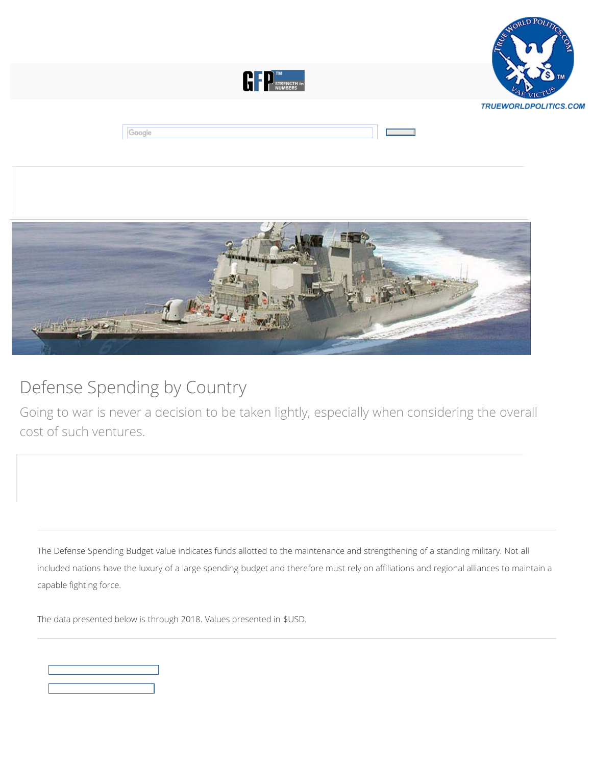TRUEWORLDPOLITICS.COM

# Defense Spending by Country

Going to war is never a decision to be taken lightly, especially when considering the overall cost of such ventures.

The Defense Spending Budget value indicates funds allotted to the maintenance and strengthening of a standing military. Not all included nations have the luxury of a large spending budget and therefore must rely on affiliations and regional alliances to maintain a capable fighting force.

The data presented below is through 2018. Values presented in $USD.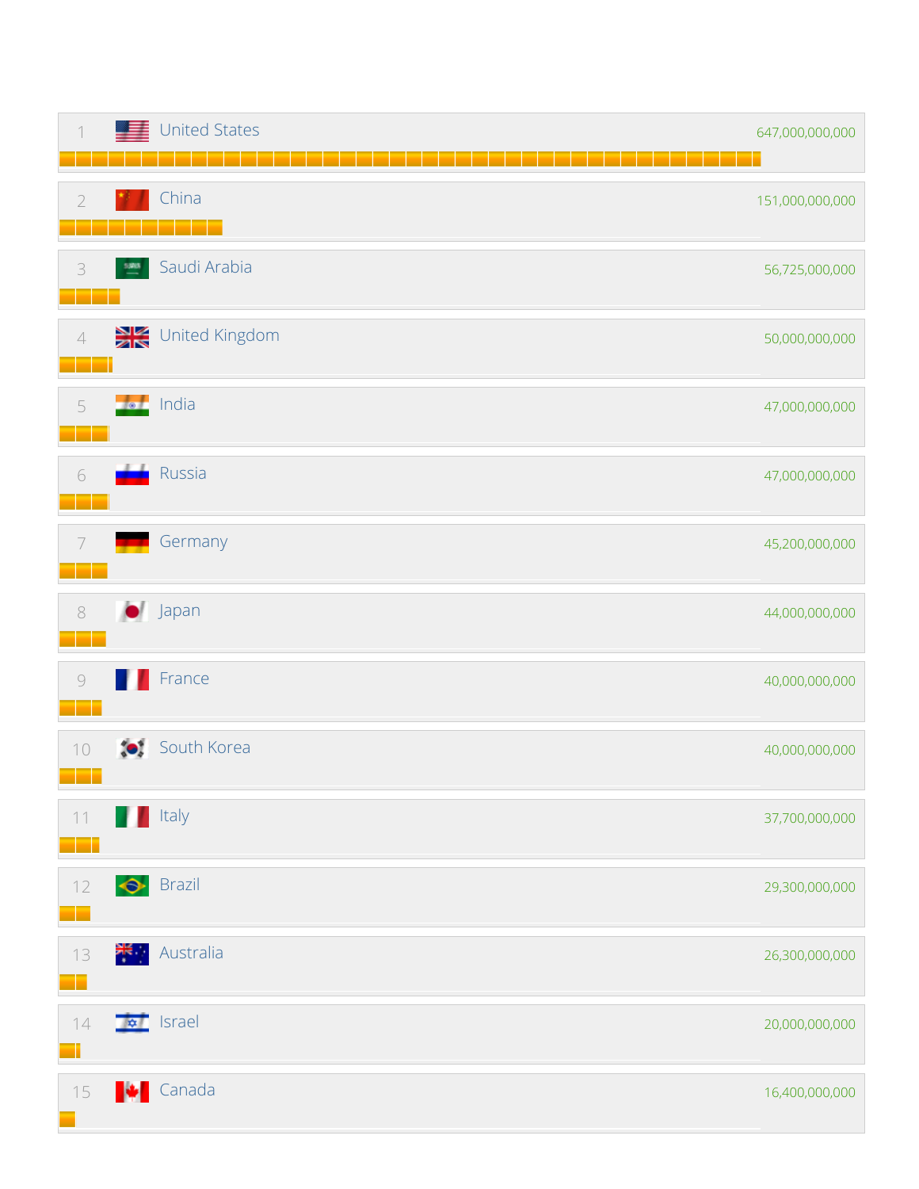| Rank | Country | Value |
| --- | --- | --- |
| 1 | United States | 647,000,000,000 |
| 2 | China | 151,000,000,000 |
| 3 | Saudi Arabia | 56,725,000,000 |
| 4 | United Kingdom | 50,000,000,000 |
| 5 | India | 47,000,000,000 |
| 6 | Russia | 47,000,000,000 |
| 7 | Germany | 45,200,000,000 |
| 8 | Japan | 44,000,000,000 |
| 9 | France | 40,000,000,000 |
| 10 | South Korea | 40,000,000,000 |
| 11 | Italy | 37,700,000,000 |
| 12 | Brazil | 29,300,000,000 |
| 13 | Australia | 26,300,000,000 |
| 14 | Israel | 20,000,000,000 |
| 15 | Canada | 16,400,000,000 |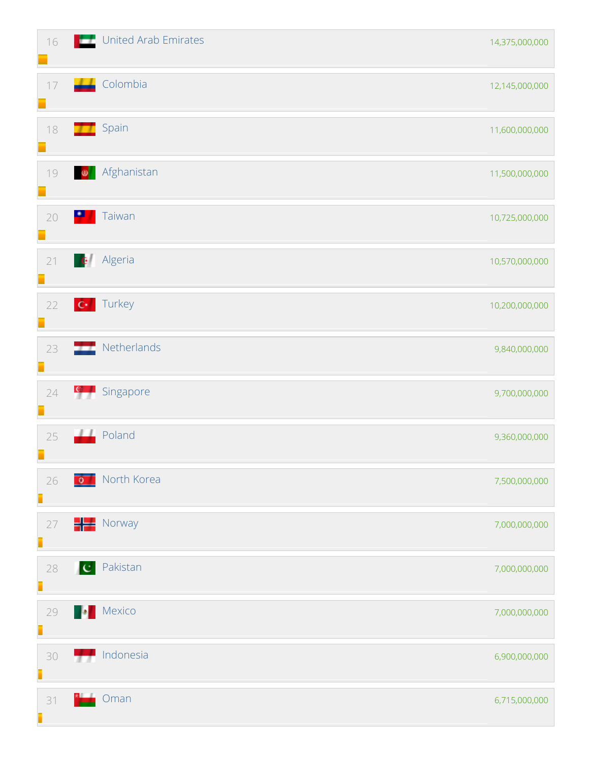| Rank | Country | Value |
|---|---|---|
| 16 | United Arab Emirates | 14,375,000,000 |
| 17 | Colombia | 12,145,000,000 |
| 18 | Spain | 11,600,000,000 |
| 19 | Afghanistan | 11,500,000,000 |
| 20 | Taiwan | 10,725,000,000 |
| 21 | Algeria | 10,570,000,000 |
| 22 | Turkey | 10,200,000,000 |
| 23 | Netherlands | 9,840,000,000 |
| 24 | Singapore | 9,700,000,000 |
| 25 | Poland | 9,360,000,000 |
| 26 | North Korea | 7,500,000,000 |
| 27 | Norway | 7,000,000,000 |
| 28 | Pakistan | 7,000,000,000 |
| 29 | Mexico | 7,000,000,000 |
| 30 | Indonesia | 6,900,000,000 |
| 31 | Oman | 6,715,000,000 |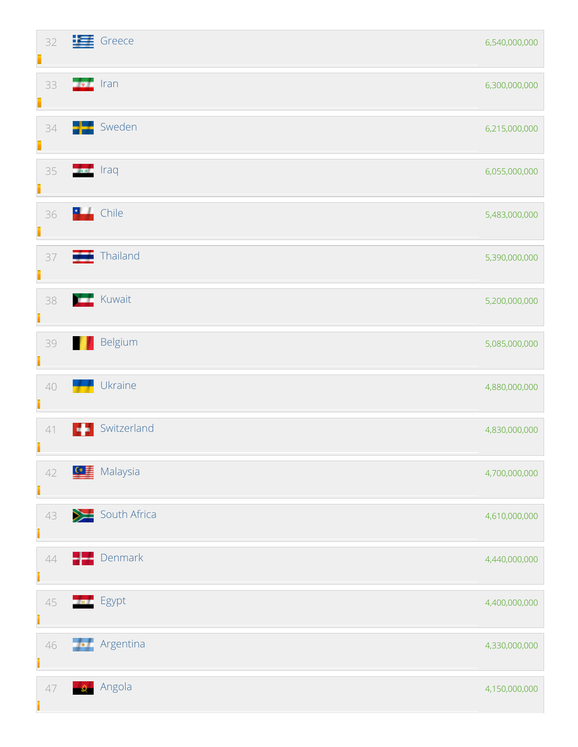| Rank | Country | Value |
|---|---|---|
| 32 | Greece | 6,540,000,000 |
| 33 | Iran | 6,300,000,000 |
| 34 | Sweden | 6,215,000,000 |
| 35 | Iraq | 6,055,000,000 |
| 36 | Chile | 5,483,000,000 |
| 37 | Thailand | 5,390,000,000 |
| 38 | Kuwait | 5,200,000,000 |
| 39 | Belgium | 5,085,000,000 |
| 40 | Ukraine | 4,880,000,000 |
| 41 | Switzerland | 4,830,000,000 |
| 42 | Malaysia | 4,700,000,000 |
| 43 | South Africa | 4,610,000,000 |
| 44 | Denmark | 4,440,000,000 |
| 45 | Egypt | 4,400,000,000 |
| 46 | Argentina | 4,330,000,000 |
| 47 | Angola | 4,150,000,000 |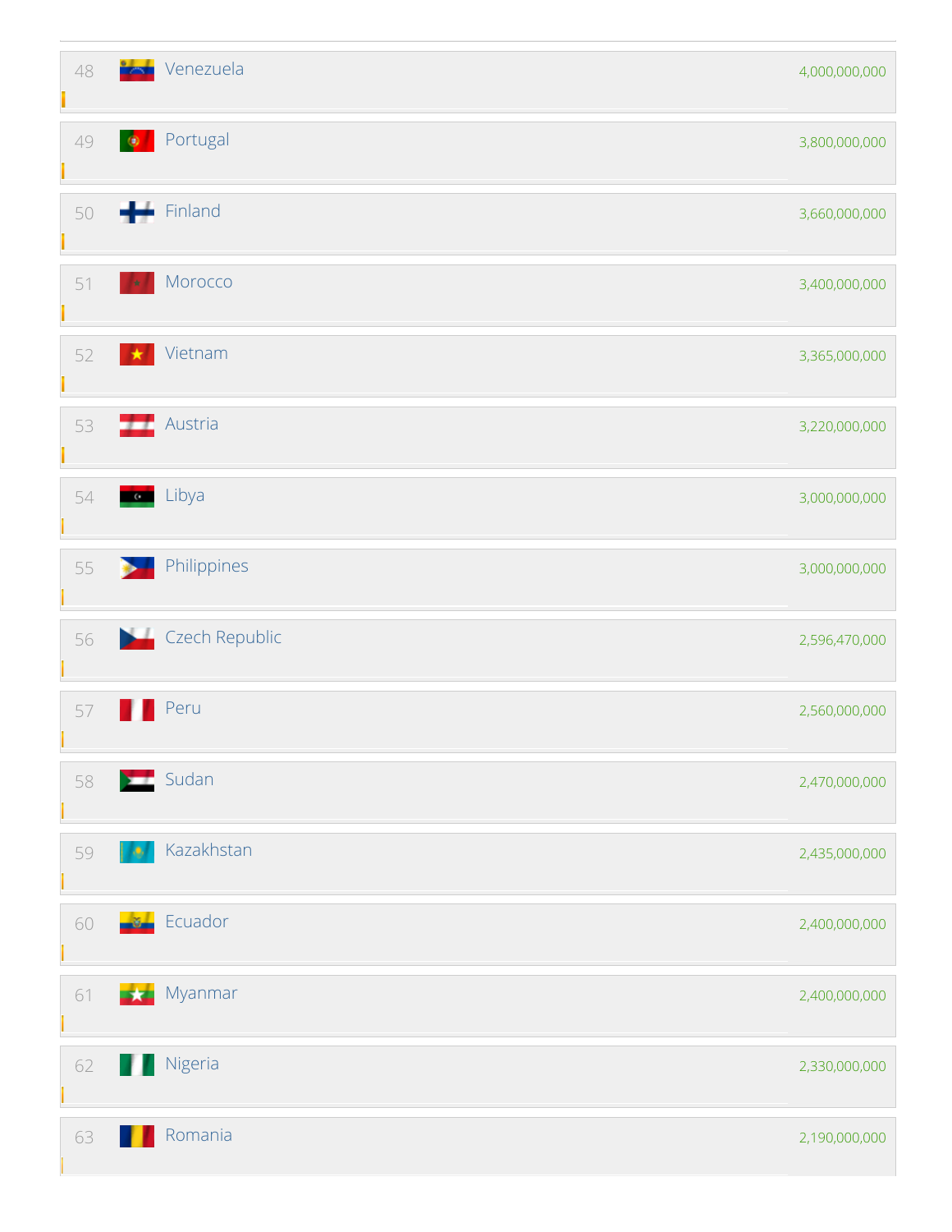| Rank | Country | Value |
|---|---|---|
| 48 | Venezuela | 4,000,000,000 |
| 49 | Portugal | 3,800,000,000 |
| 50 | Finland | 3,660,000,000 |
| 51 | Morocco | 3,400,000,000 |
| 52 | Vietnam | 3,365,000,000 |
| 53 | Austria | 3,220,000,000 |
| 54 | Libya | 3,000,000,000 |
| 55 | Philippines | 3,000,000,000 |
| 56 | Czech Republic | 2,596,470,000 |
| 57 | Peru | 2,560,000,000 |
| 58 | Sudan | 2,470,000,000 |
| 59 | Kazakhstan | 2,435,000,000 |
| 60 | Ecuador | 2,400,000,000 |
| 61 | Myanmar | 2,400,000,000 |
| 62 | Nigeria | 2,330,000,000 |
| 63 | Romania | 2,190,000,000 |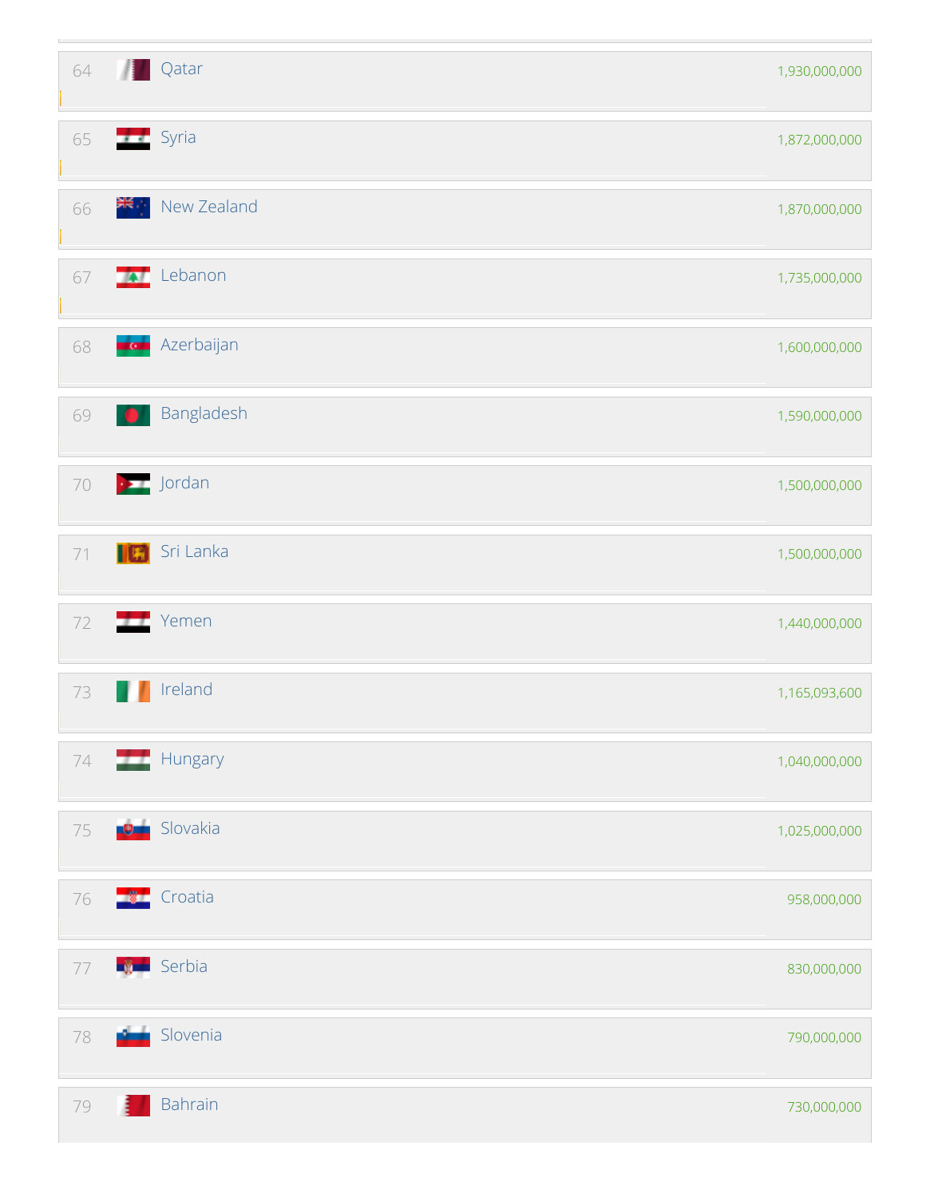| Rank | Country | Value |
|---|---|---|
| 64 | Qatar | 1,930,000,000 |
| 65 | Syria | 1,872,000,000 |
| 66 | New Zealand | 1,870,000,000 |
| 67 | Lebanon | 1,735,000,000 |
| 68 | Azerbaijan | 1,600,000,000 |
| 69 | Bangladesh | 1,590,000,000 |
| 70 | Jordan | 1,500,000,000 |
| 71 | Sri Lanka | 1,500,000,000 |
| 72 | Yemen | 1,440,000,000 |
| 73 | Ireland | 1,165,093,600 |
| 74 | Hungary | 1,040,000,000 |
| 75 | Slovakia | 1,025,000,000 |
| 76 | Croatia | 958,000,000 |
| 77 | Serbia | 830,000,000 |
| 78 | Slovenia | 790,000,000 |
| 79 | Bahrain | 730,000,000 |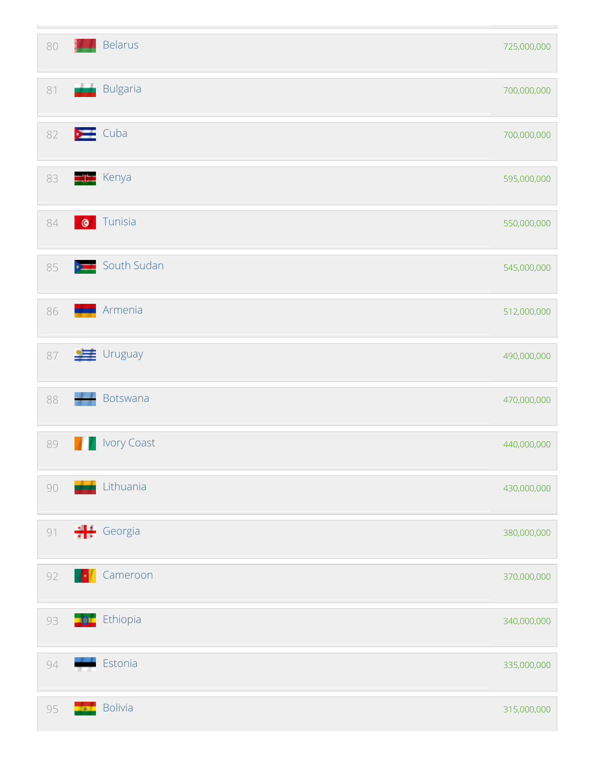| | | |
|---|---|---|
| 80 | Belarus | 725,000,000 |
| 81 | Bulgaria | 700,000,000 |
| 82 | Cuba | 700,000,000 |
| 83 | Kenya | 595,000,000 |
| 84 | Tunisia | 550,000,000 |
| 85 | South Sudan | 545,000,000 |
| 86 | Armenia | 512,000,000 |
| 87 | Uruguay | 490,000,000 |
| 88 | Botswana | 470,000,000 |
| 89 | Ivory Coast | 440,000,000 |
| 90 | Lithuania | 430,000,000 |
| 91 | Georgia | 380,000,000 |
| 92 | Cameroon | 370,000,000 |
| 93 | Ethiopia | 340,000,000 |
| 94 | Estonia | 335,000,000 |
| 95 | Bolivia | 315,000,000 |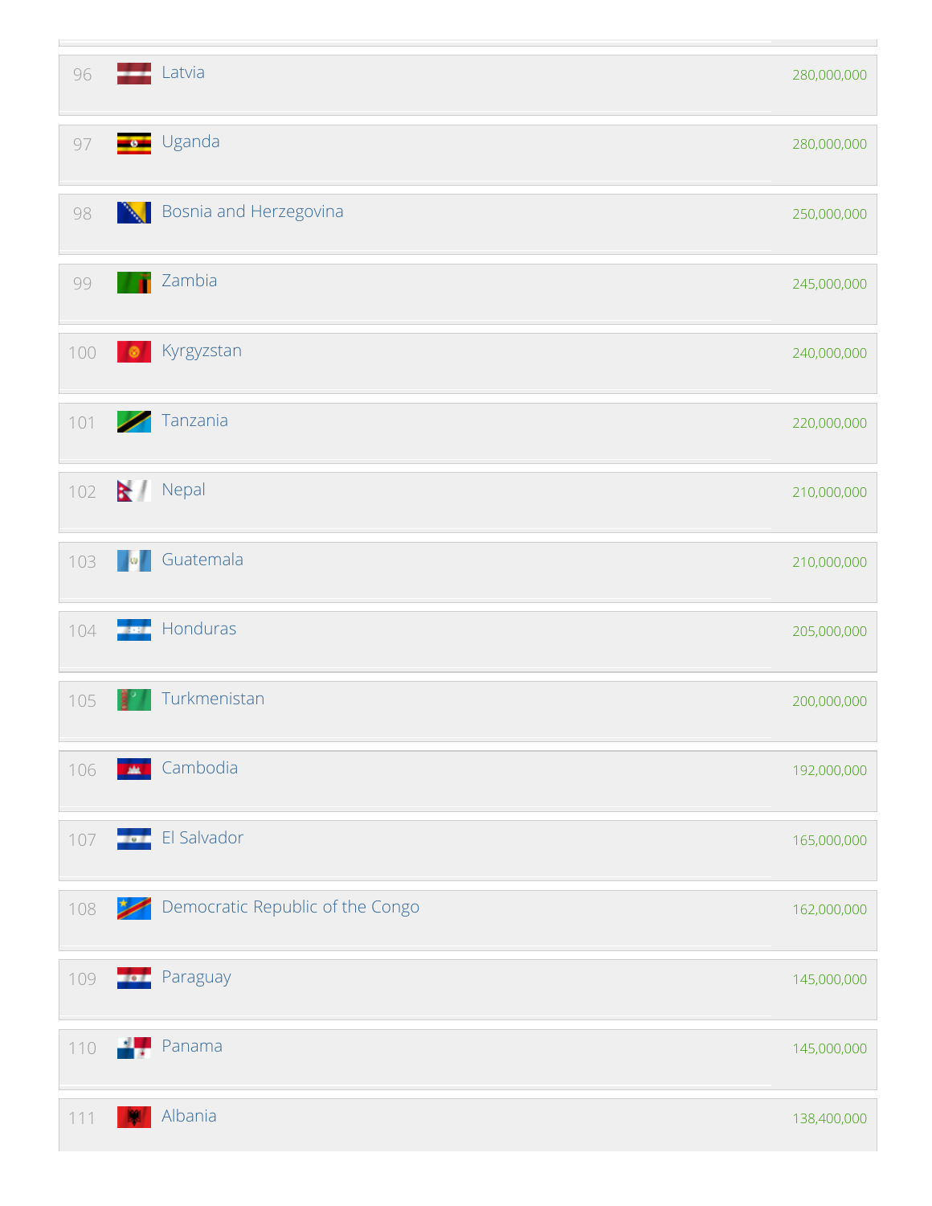| | | |
|---|---|---|
| 96 | Latvia | 280,000,000 |
| 97 | Uganda | 280,000,000 |
| 98 | Bosnia and Herzegovina | 250,000,000 |
| 99 | Zambia | 245,000,000 |
| 100 | Kyrgyzstan | 240,000,000 |
| 101 | Tanzania | 220,000,000 |
| 102 | Nepal | 210,000,000 |
| 103 | Guatemala | 210,000,000 |
| 104 | Honduras | 205,000,000 |
| 105 | Turkmenistan | 200,000,000 |
| 106 | Cambodia | 192,000,000 |
| 107 | El Salvador | 165,000,000 |
| 108 | Democratic Republic of the Congo | 162,000,000 |
| 109 | Paraguay | 145,000,000 |
| 110 | Panama | 145,000,000 |
| 111 | Albania | 138,400,000 |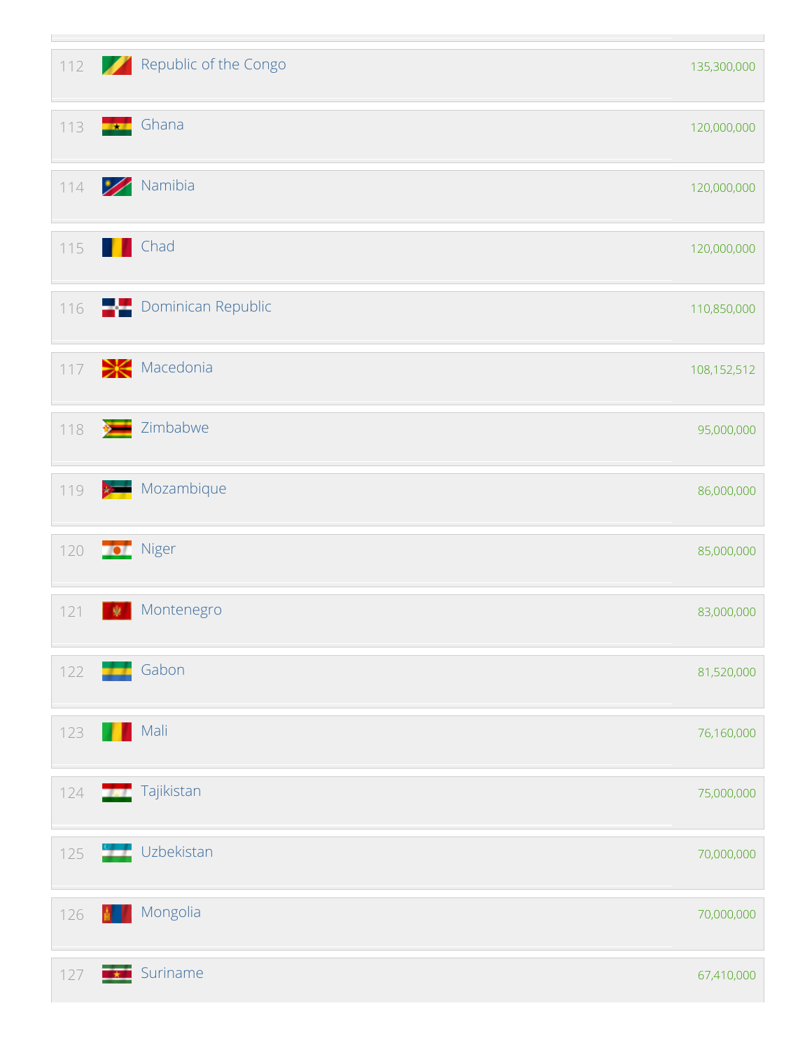| | | |
|---|---|---|
| 112 | Republic of the Congo | 135,300,000 |
| 113 | Ghana | 120,000,000 |
| 114 | Namibia | 120,000,000 |
| 115 | Chad | 120,000,000 |
| 116 | Dominican Republic | 110,850,000 |
| 117 | Macedonia | 108,152,512 |
| 118 | Zimbabwe | 95,000,000 |
| 119 | Mozambique | 86,000,000 |
| 120 | Niger | 85,000,000 |
| 121 | Montenegro | 83,000,000 |
| 122 | Gabon | 81,520,000 |
| 123 | Mali | 76,160,000 |
| 124 | Tajikistan | 75,000,000 |
| 125 | Uzbekistan | 70,000,000 |
| 126 | Mongolia | 70,000,000 |
| 127 | Suriname | 67,410,000 |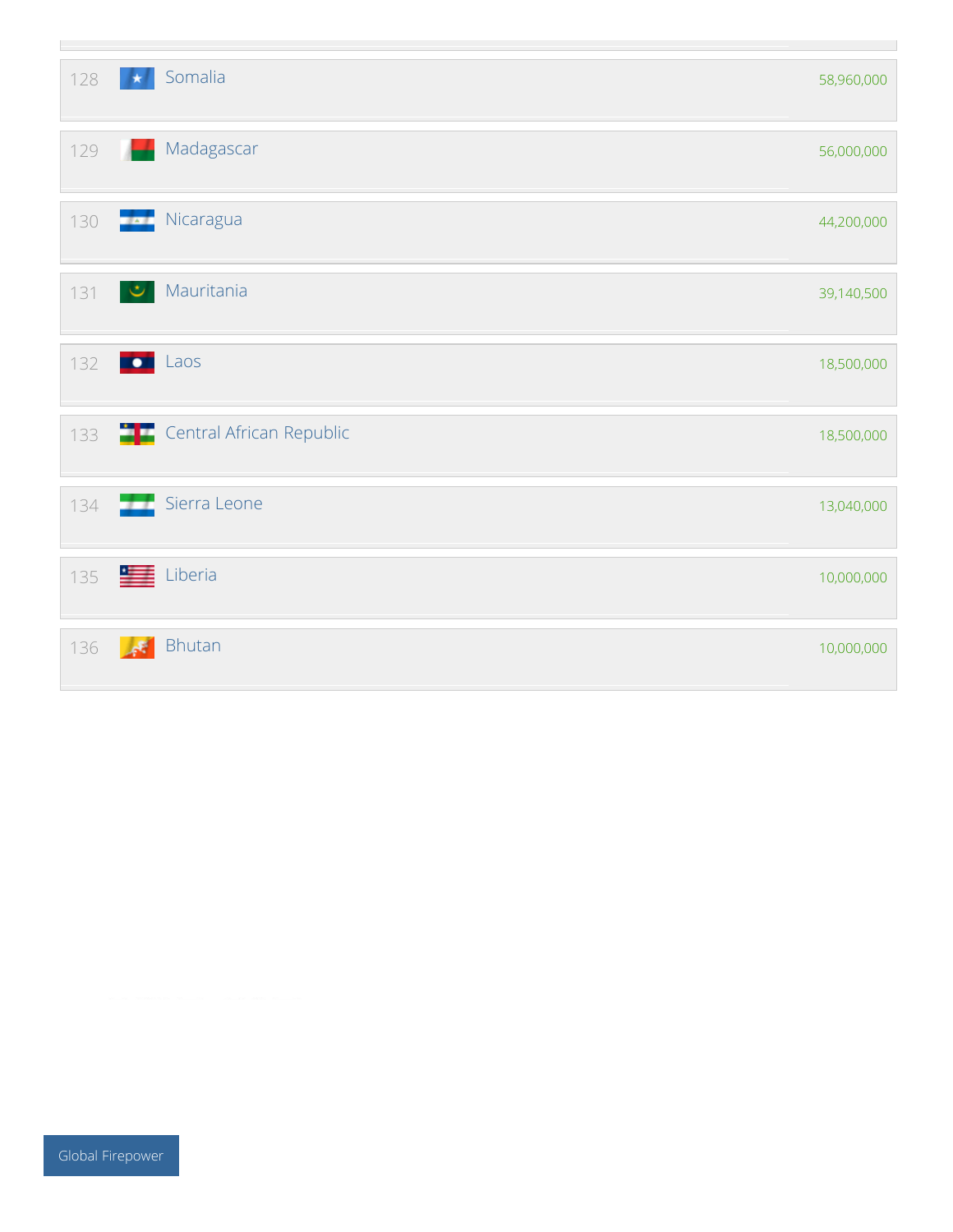| | | |
|---|---|---|
| 128 | Somalia | 58,960,000 |
| 129 | Madagascar | 56,000,000 |
| 130 | Nicaragua | 44,200,000 |
| 131 | Mauritania | 39,140,500 |
| 132 | Laos | 18,500,000 |
| 133 | Central African Republic | 18,500,000 |
| 134 | Sierra Leone | 13,040,000 |
| 135 | Liberia | 10,000,000 |
| 136 | Bhutan | 10,000,000 |

Global Firepower